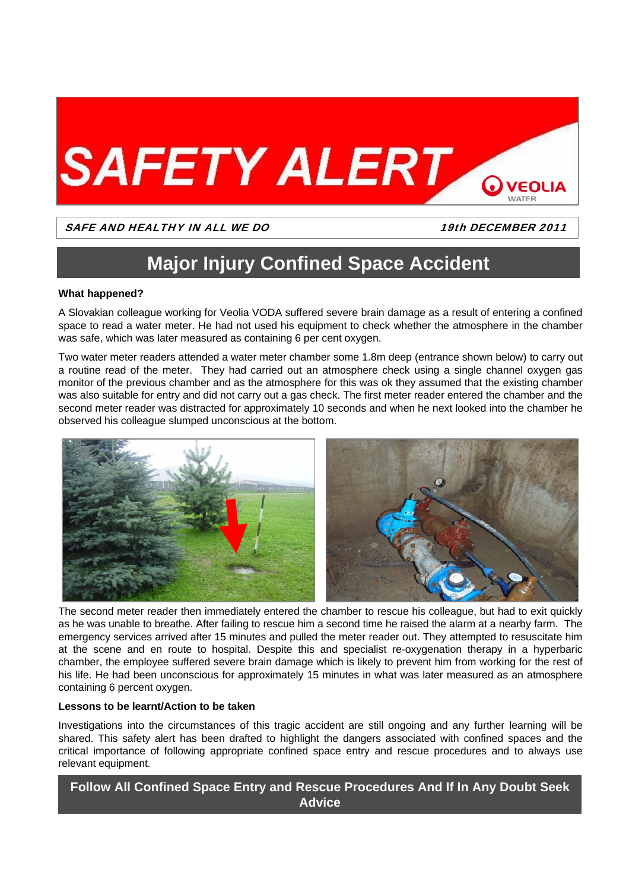# SAFETY ALERT

VEOLIA WATER

*SAFE AND HEALTHY IN ALL WE DO* — *19th DECEMBER 2011*

## Major Injury Confined Space Accident

**What happened?**

A Slovakian colleague working for Veolia VODA suffered severe brain damage as a result of entering a confined space to read a water meter. He had not used his equipment to check whether the atmosphere in the chamber was safe, which was later measured as containing 6 per cent oxygen.

Two water meter readers attended a water meter chamber some 1.8m deep (entrance shown below) to carry out a routine read of the meter. They had carried out an atmosphere check using a single channel oxygen gas monitor of the previous chamber and as the atmosphere for this was ok they assumed that the existing chamber was also suitable for entry and did not carry out a gas check. The first meter reader entered the chamber and the second meter reader was distracted for approximately 10 seconds and when he next looked into the chamber he observed his colleague slumped unconscious at the bottom.

The second meter reader then immediately entered the chamber to rescue his colleague, but had to exit quickly as he was unable to breathe. After failing to rescue him a second time he raised the alarm at a nearby farm. The emergency services arrived after 15 minutes and pulled the meter reader out. They attempted to resuscitate him at the scene and en route to hospital. Despite this and specialist re-oxygenation therapy in a hyperbaric chamber, the employee suffered severe brain damage which is likely to prevent him from working for the rest of his life. He had been unconscious for approximately 15 minutes in what was later measured as an atmosphere containing 6 percent oxygen.

**Lessons to be learnt/Action to be taken**

Investigations into the circumstances of this tragic accident are still ongoing and any further learning will be shared. This safety alert has been drafted to highlight the dangers associated with confined spaces and the critical importance of following appropriate confined space entry and rescue procedures and to always use relevant equipment.

**Follow All Confined Space Entry and Rescue Procedures And If In Any Doubt Seek Advice**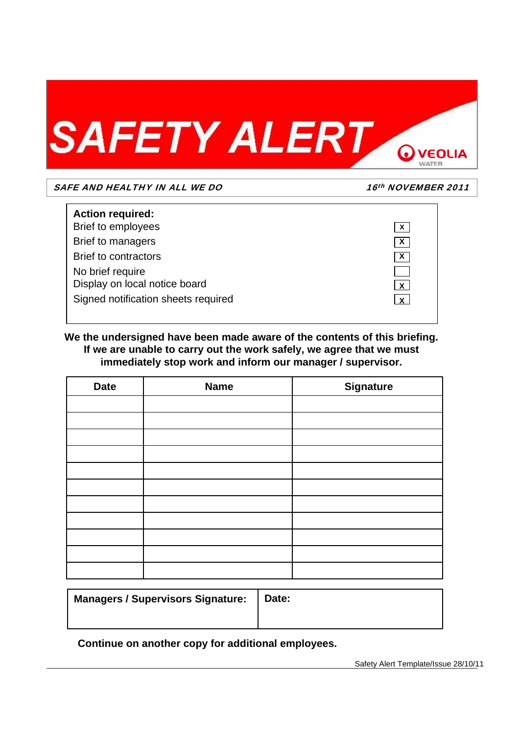# SAFETY ALERT

VEOLIA WATER

*SAFE AND HEALTHY IN ALL WE DO* — *16th NOVEMBER 2011*

| **Action required:** | |
|---|---|
| Brief to employees | X |
| Brief to managers | X |
| Brief to contractors | X |
| No brief require | |
| Display on local notice board | X |
| Signed notification sheets required | X |

**We the undersigned have been made aware of the contents of this briefing. If we are unable to carry out the work safely, we agree that we must immediately stop work and inform our manager / supervisor.**

| Date | Name | Signature |
|---|---|---|
| | | |
| | | |
| | | |
| | | |
| | | |
| | | |
| | | |
| | | |
| | | |
| | | |
| | | |

| | |
|---|---|
| **Managers / Supervisors Signature:** | **Date:** |

**Continue on another copy for additional employees.**

Safety Alert Template/Issue 28/10/11